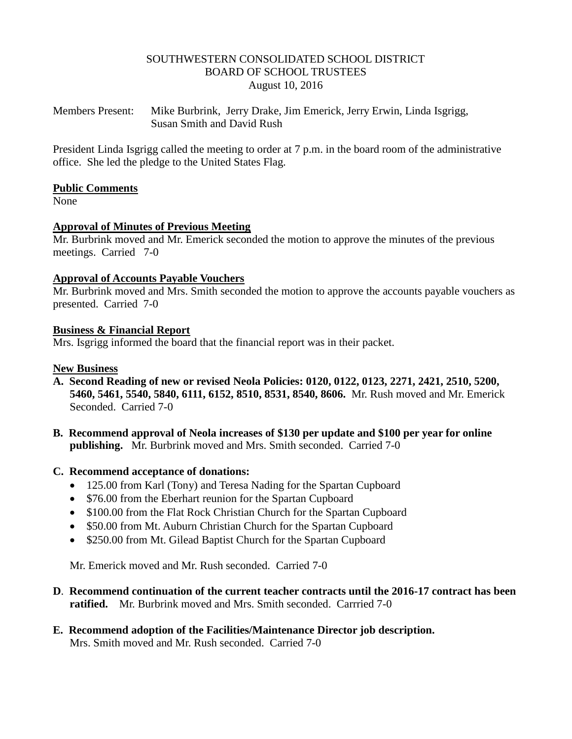SOUTHWESTERN CONSOLIDATED SCHOOL DISTRICT
BOARD OF SCHOOL TRUSTEES
August 10, 2016

Members Present: Mike Burbrink, Jerry Drake, Jim Emerick, Jerry Erwin, Linda Isgrigg, Susan Smith and David Rush

President Linda Isgrigg called the meeting to order at 7 p.m. in the board room of the administrative office. She led the pledge to the United States Flag.

**Public Comments**
None

**Approval of Minutes of Previous Meeting**
Mr. Burbrink moved and Mr. Emerick seconded the motion to approve the minutes of the previous meetings. Carried 7-0

**Approval of Accounts Payable Vouchers**
Mr. Burbrink moved and Mrs. Smith seconded the motion to approve the accounts payable vouchers as presented. Carried 7-0

**Business & Financial Report**
Mrs. Isgrigg informed the board that the financial report was in their packet.

**New Business**

**A. Second Reading of new or revised Neola Policies: 0120, 0122, 0123, 2271, 2421, 2510, 5200, 5460, 5461, 5540, 5840, 6111, 6152, 8510, 8531, 8540, 8606.** Mr. Rush moved and Mr. Emerick Seconded. Carried 7-0

**B. Recommend approval of Neola increases of $130 per update and $100 per year for online publishing.** Mr. Burbrink moved and Mrs. Smith seconded. Carried 7-0

**C. Recommend acceptance of donations:**

- 125.00 from Karl (Tony) and Teresa Nading for the Spartan Cupboard
- $76.00 from the Eberhart reunion for the Spartan Cupboard
- $100.00 from the Flat Rock Christian Church for the Spartan Cupboard
- $50.00 from Mt. Auburn Christian Church for the Spartan Cupboard
- $250.00 from Mt. Gilead Baptist Church for the Spartan Cupboard

Mr. Emerick moved and Mr. Rush seconded. Carried 7-0

**D. Recommend continuation of the current teacher contracts until the 2016-17 contract has been ratified.** Mr. Burbrink moved and Mrs. Smith seconded. Carrried 7-0

**E. Recommend adoption of the Facilities/Maintenance Director job description.**
Mrs. Smith moved and Mr. Rush seconded. Carried 7-0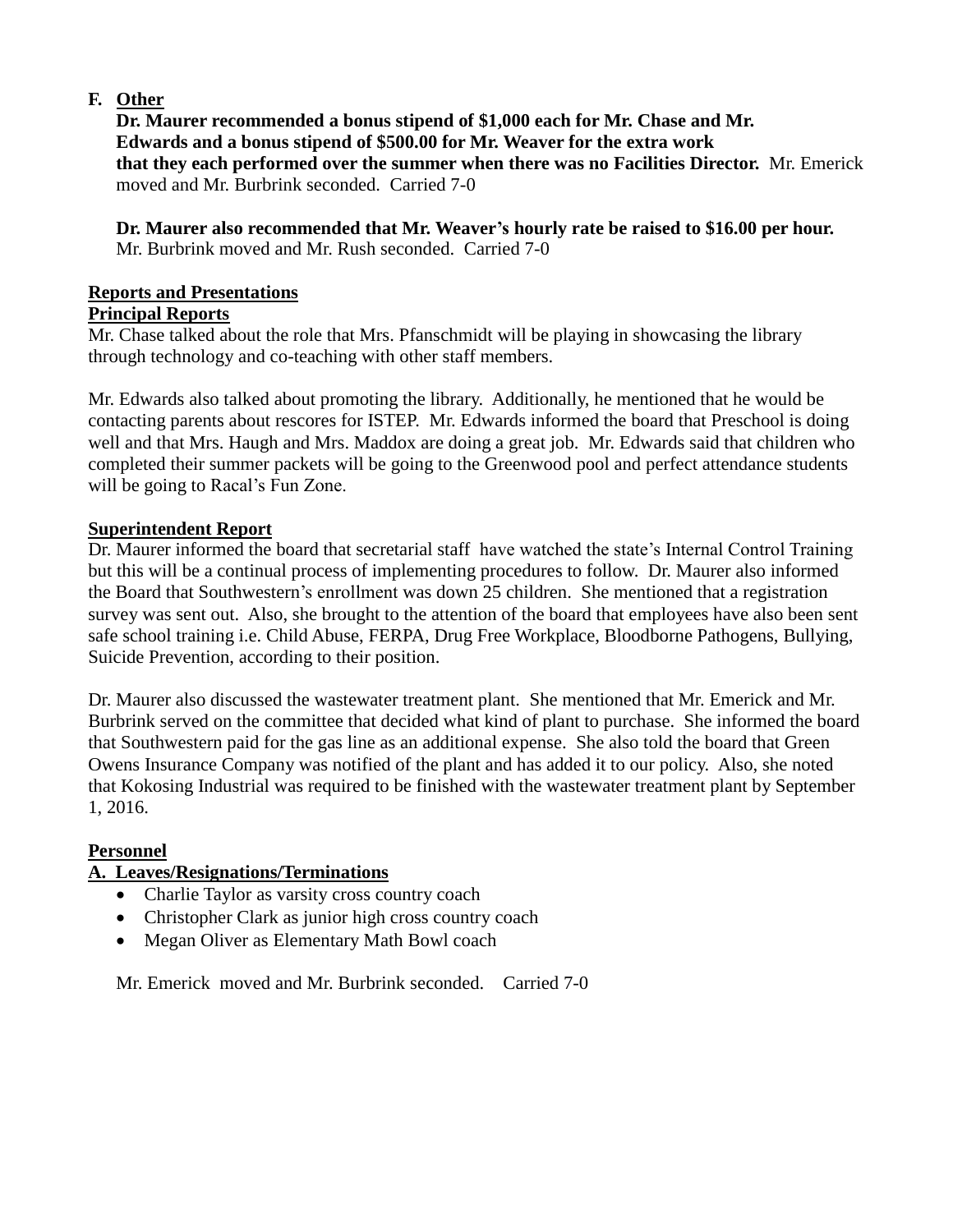**F. Other**

**Dr. Maurer recommended a bonus stipend of $1,000 each for Mr. Chase and Mr. Edwards and a bonus stipend of $500.00 for Mr. Weaver for the extra work that they each performed over the summer when there was no Facilities Director.** Mr. Emerick moved and Mr. Burbrink seconded. Carried 7-0

**Dr. Maurer also recommended that Mr. Weaver's hourly rate be raised to $16.00 per hour.** Mr. Burbrink moved and Mr. Rush seconded. Carried 7-0

## Reports and Presentations

### Principal Reports

Mr. Chase talked about the role that Mrs. Pfanschmidt will be playing in showcasing the library through technology and co-teaching with other staff members.

Mr. Edwards also talked about promoting the library. Additionally, he mentioned that he would be contacting parents about rescores for ISTEP. Mr. Edwards informed the board that Preschool is doing well and that Mrs. Haugh and Mrs. Maddox are doing a great job. Mr. Edwards said that children who completed their summer packets will be going to the Greenwood pool and perfect attendance students will be going to Racal's Fun Zone.

### Superintendent Report

Dr. Maurer informed the board that secretarial staff have watched the state's Internal Control Training but this will be a continual process of implementing procedures to follow. Dr. Maurer also informed the Board that Southwestern's enrollment was down 25 children. She mentioned that a registration survey was sent out. Also, she brought to the attention of the board that employees have also been sent safe school training i.e. Child Abuse, FERPA, Drug Free Workplace, Bloodborne Pathogens, Bullying, Suicide Prevention, according to their position.

Dr. Maurer also discussed the wastewater treatment plant. She mentioned that Mr. Emerick and Mr. Burbrink served on the committee that decided what kind of plant to purchase. She informed the board that Southwestern paid for the gas line as an additional expense. She also told the board that Green Owens Insurance Company was notified of the plant and has added it to our policy. Also, she noted that Kokosing Industrial was required to be finished with the wastewater treatment plant by September 1, 2016.

## Personnel

### A. Leaves/Resignations/Terminations

- Charlie Taylor as varsity cross country coach
- Christopher Clark as junior high cross country coach
- Megan Oliver as Elementary Math Bowl coach

Mr. Emerick moved and Mr. Burbrink seconded. Carried 7-0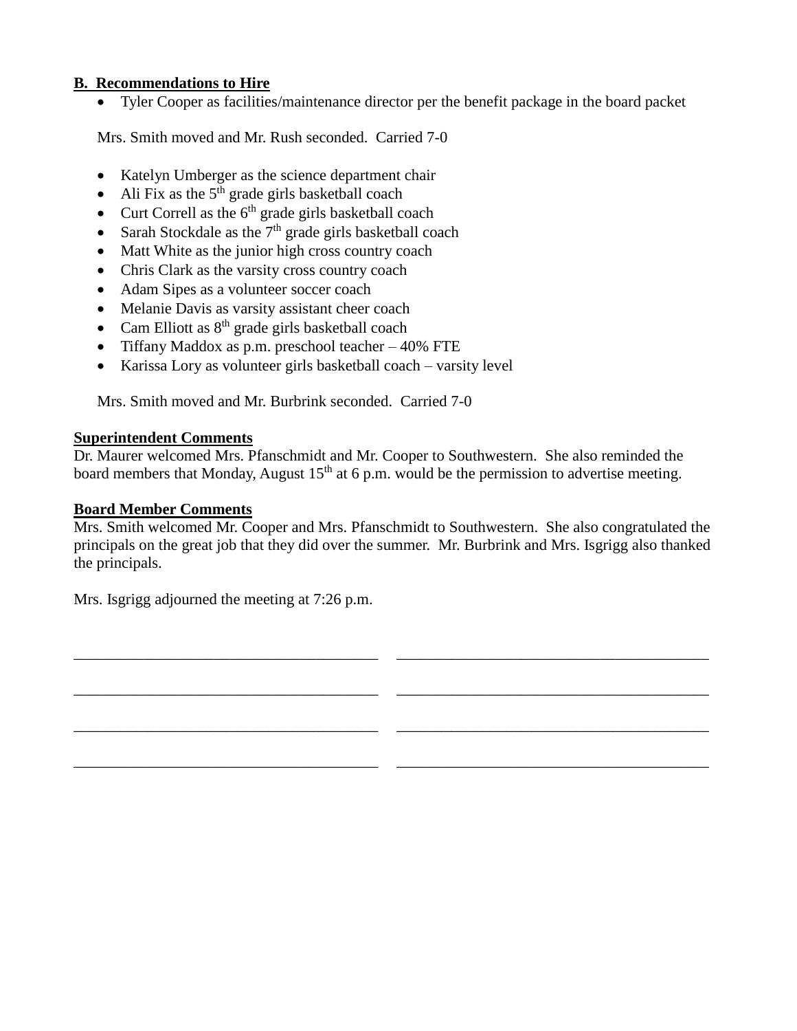**B. Recommendations to Hire**

- Tyler Cooper as facilities/maintenance director per the benefit package in the board packet

Mrs. Smith moved and Mr. Rush seconded. Carried 7-0

- Katelyn Umberger as the science department chair
- Ali Fix as the 5th grade girls basketball coach
- Curt Correll as the 6th grade girls basketball coach
- Sarah Stockdale as the 7th grade girls basketball coach
- Matt White as the junior high cross country coach
- Chris Clark as the varsity cross country coach
- Adam Sipes as a volunteer soccer coach
- Melanie Davis as varsity assistant cheer coach
- Cam Elliott as 8th grade girls basketball coach
- Tiffany Maddox as p.m. preschool teacher – 40% FTE
- Karissa Lory as volunteer girls basketball coach – varsity level

Mrs. Smith moved and Mr. Burbrink seconded. Carried 7-0

**Superintendent Comments**

Dr. Maurer welcomed Mrs. Pfanschmidt and Mr. Cooper to Southwestern. She also reminded the board members that Monday, August 15th at 6 p.m. would be the permission to advertise meeting.

**Board Member Comments**

Mrs. Smith welcomed Mr. Cooper and Mrs. Pfanschmidt to Southwestern. She also congratulated the principals on the great job that they did over the summer. Mr. Burbrink and Mrs. Isgrigg also thanked the principals.

Mrs. Isgrigg adjourned the meeting at 7:26 p.m.

______________________________________ ______________________________________

______________________________________ ______________________________________

______________________________________ ______________________________________

______________________________________ ______________________________________